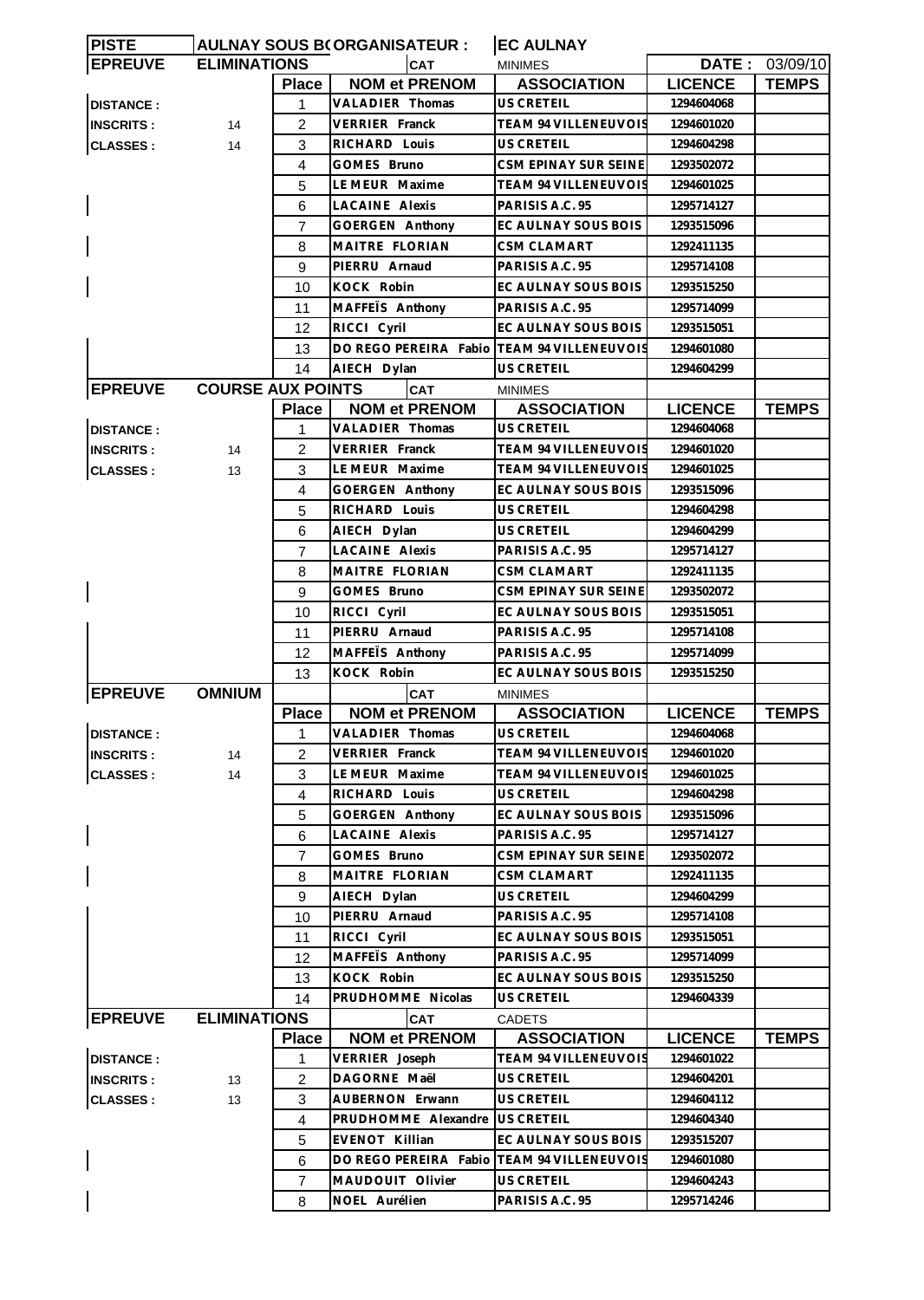| PISTE | AULNAY SOUS BOIS | ORGANISATEUR : | | EC AULNAY | | |
|---|---|---|---|---|---|---|
| **EPREUVE** | **ELIMINATIONS** | | CAT | MINIMES | DATE : | 03/09/10 |
| | | **Place** | **NOM et PRENOM** | **ASSOCIATION** | **LICENCE** | **TEMPS** |
| **DISTANCE :** | | 1 | VALADIER Thomas | US CRETEIL | 1294604068 | |
| **INSCRITS :** | 14 | 2 | VERRIER Franck | TEAM 94 VILLENEUVOIS | 1294601020 | |
| **CLASSES :** | 14 | 3 | RICHARD Louis | US CRETEIL | 1294604298 | |
| | | 4 | GOMES Bruno | CSM EPINAY SUR SEINE | 1293502072 | |
| | | 5 | LE MEUR Maxime | TEAM 94 VILLENEUVOIS | 1294601025 | |
| | | 6 | LACAINE Alexis | PARISIS A.C. 95 | 1295714127 | |
| | | 7 | GOERGEN Anthony | EC AULNAY SOUS BOIS | 1293515096 | |
| | | 8 | MAITRE FLORIAN | CSM CLAMART | 1292411135 | |
| | | 9 | PIERRU Arnaud | PARISIS A.C. 95 | 1295714108 | |
| | | 10 | KOCK Robin | EC AULNAY SOUS BOIS | 1293515250 | |
| | | 11 | MAFFEÏS Anthony | PARISIS A.C. 95 | 1295714099 | |
| | | 12 | RICCI Cyril | EC AULNAY SOUS BOIS | 1293515051 | |
| | | 13 | DO REGO PEREIRA Fabio | TEAM 94 VILLENEUVOIS | 1294601080 | |
| | | 14 | AIECH Dylan | US CRETEIL | 1294604299 | |
| **EPREUVE** | **COURSE AUX POINTS** | | CAT | MINIMES | | |
| | | **Place** | **NOM et PRENOM** | **ASSOCIATION** | **LICENCE** | **TEMPS** |
| **DISTANCE :** | | 1 | VALADIER Thomas | US CRETEIL | 1294604068 | |
| **INSCRITS :** | 14 | 2 | VERRIER Franck | TEAM 94 VILLENEUVOIS | 1294601020 | |
| **CLASSES :** | 13 | 3 | LE MEUR Maxime | TEAM 94 VILLENEUVOIS | 1294601025 | |
| | | 4 | GOERGEN Anthony | EC AULNAY SOUS BOIS | 1293515096 | |
| | | 5 | RICHARD Louis | US CRETEIL | 1294604298 | |
| | | 6 | AIECH Dylan | US CRETEIL | 1294604299 | |
| | | 7 | LACAINE Alexis | PARISIS A.C. 95 | 1295714127 | |
| | | 8 | MAITRE FLORIAN | CSM CLAMART | 1292411135 | |
| | | 9 | GOMES Bruno | CSM EPINAY SUR SEINE | 1293502072 | |
| | | 10 | RICCI Cyril | EC AULNAY SOUS BOIS | 1293515051 | |
| | | 11 | PIERRU Arnaud | PARISIS A.C. 95 | 1295714108 | |
| | | 12 | MAFFEÏS Anthony | PARISIS A.C. 95 | 1295714099 | |
| | | 13 | KOCK Robin | EC AULNAY SOUS BOIS | 1293515250 | |
| **EPREUVE** | **OMNIUM** | | CAT | MINIMES | | |
| | | **Place** | **NOM et PRENOM** | **ASSOCIATION** | **LICENCE** | **TEMPS** |
| **DISTANCE :** | | 1 | VALADIER Thomas | US CRETEIL | 1294604068 | |
| **INSCRITS :** | 14 | 2 | VERRIER Franck | TEAM 94 VILLENEUVOIS | 1294601020 | |
| **CLASSES :** | 14 | 3 | LE MEUR Maxime | TEAM 94 VILLENEUVOIS | 1294601025 | |
| | | 4 | RICHARD Louis | US CRETEIL | 1294604298 | |
| | | 5 | GOERGEN Anthony | EC AULNAY SOUS BOIS | 1293515096 | |
| | | 6 | LACAINE Alexis | PARISIS A.C. 95 | 1295714127 | |
| | | 7 | GOMES Bruno | CSM EPINAY SUR SEINE | 1293502072 | |
| | | 8 | MAITRE FLORIAN | CSM CLAMART | 1292411135 | |
| | | 9 | AIECH Dylan | US CRETEIL | 1294604299 | |
| | | 10 | PIERRU Arnaud | PARISIS A.C. 95 | 1295714108 | |
| | | 11 | RICCI Cyril | EC AULNAY SOUS BOIS | 1293515051 | |
| | | 12 | MAFFEÏS Anthony | PARISIS A.C. 95 | 1295714099 | |
| | | 13 | KOCK Robin | EC AULNAY SOUS BOIS | 1293515250 | |
| | | 14 | PRUDHOMME Nicolas | US CRETEIL | 1294604339 | |
| **EPREUVE** | **ELIMINATIONS** | | CAT | CADETS | | |
| | | **Place** | **NOM et PRENOM** | **ASSOCIATION** | **LICENCE** | **TEMPS** |
| **DISTANCE :** | | 1 | VERRIER Joseph | TEAM 94 VILLENEUVOIS | 1294601022 | |
| **INSCRITS :** | 13 | 2 | DAGORNE Maël | US CRETEIL | 1294604201 | |
| **CLASSES :** | 13 | 3 | AUBERNON Erwann | US CRETEIL | 1294604112 | |
| | | 4 | PRUDHOMME Alexandre | US CRETEIL | 1294604340 | |
| | | 5 | EVENOT Killian | EC AULNAY SOUS BOIS | 1293515207 | |
| | | 6 | DO REGO PEREIRA Fabio | TEAM 94 VILLENEUVOIS | 1294601080 | |
| | | 7 | MAUDOUIT Olivier | US CRETEIL | 1294604243 | |
| | | 8 | NOEL Aurélien | PARISIS A.C. 95 | 1295714246 | |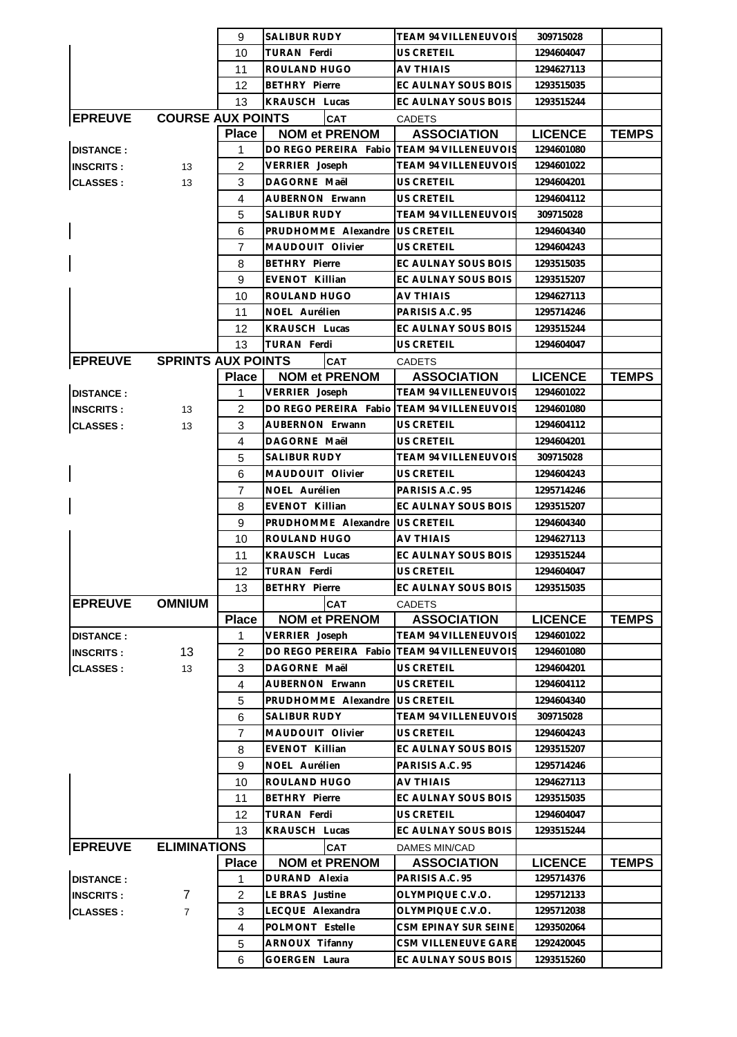| | | 9 | SALIBUR RUDY | TEAM 94 VILLENEUVOIS | 309715028 | |
|---|---|---|---|---|---|---|
| | | 10 | TURAN Ferdi | US CRETEIL | 1294604047 | |
| | | 11 | ROULAND HUGO | AV THIAIS | 1294627113 | |
| | | 12 | BETHRY Pierre | EC AULNAY SOUS BOIS | 1293515035 | |
| | | 13 | KRAUSCH Lucas | EC AULNAY SOUS BOIS | 1293515244 | |

| EPREUVE | COURSE AUX POINTS | | CAT | CADETS | | |
|---|---|---|---|---|---|---|
| | | **Place** | **NOM et PRENOM** | **ASSOCIATION** | **LICENCE** | **TEMPS** |
| DISTANCE : | | 1 | DO REGO PEREIRA Fabio | TEAM 94 VILLENEUVOIS | 1294601080 | |
| INSCRITS : | 13 | 2 | VERRIER Joseph | TEAM 94 VILLENEUVOIS | 1294601022 | |
| CLASSES : | 13 | 3 | DAGORNE Maël | US CRETEIL | 1294604201 | |
| | | 4 | AUBERNON Erwann | US CRETEIL | 1294604112 | |
| | | 5 | SALIBUR RUDY | TEAM 94 VILLENEUVOIS | 309715028 | |
| | | 6 | PRUDHOMME Alexandre | US CRETEIL | 1294604340 | |
| | | 7 | MAUDOUIT Olivier | US CRETEIL | 1294604243 | |
| | | 8 | BETHRY Pierre | EC AULNAY SOUS BOIS | 1293515035 | |
| | | 9 | EVENOT Killian | EC AULNAY SOUS BOIS | 1293515207 | |
| | | 10 | ROULAND HUGO | AV THIAIS | 1294627113 | |
| | | 11 | NOEL Aurélien | PARISIS A.C. 95 | 1295714246 | |
| | | 12 | KRAUSCH Lucas | EC AULNAY SOUS BOIS | 1293515244 | |
| | | 13 | TURAN Ferdi | US CRETEIL | 1294604047 | |

| EPREUVE | SPRINTS AUX POINTS | | CAT | CADETS | | |
|---|---|---|---|---|---|---|
| | | **Place** | **NOM et PRENOM** | **ASSOCIATION** | **LICENCE** | **TEMPS** |
| DISTANCE : | | 1 | VERRIER Joseph | TEAM 94 VILLENEUVOIS | 1294601022 | |
| INSCRITS : | 13 | 2 | DO REGO PEREIRA Fabio | TEAM 94 VILLENEUVOIS | 1294601080 | |
| CLASSES : | 13 | 3 | AUBERNON Erwann | US CRETEIL | 1294604112 | |
| | | 4 | DAGORNE Maël | US CRETEIL | 1294604201 | |
| | | 5 | SALIBUR RUDY | TEAM 94 VILLENEUVOIS | 309715028 | |
| | | 6 | MAUDOUIT Olivier | US CRETEIL | 1294604243 | |
| | | 7 | NOEL Aurélien | PARISIS A.C. 95 | 1295714246 | |
| | | 8 | EVENOT Killian | EC AULNAY SOUS BOIS | 1293515207 | |
| | | 9 | PRUDHOMME Alexandre | US CRETEIL | 1294604340 | |
| | | 10 | ROULAND HUGO | AV THIAIS | 1294627113 | |
| | | 11 | KRAUSCH Lucas | EC AULNAY SOUS BOIS | 1293515244 | |
| | | 12 | TURAN Ferdi | US CRETEIL | 1294604047 | |
| | | 13 | BETHRY Pierre | EC AULNAY SOUS BOIS | 1293515035 | |

| EPREUVE | OMNIUM | | CAT | CADETS | | |
|---|---|---|---|---|---|---|
| | | **Place** | **NOM et PRENOM** | **ASSOCIATION** | **LICENCE** | **TEMPS** |
| DISTANCE : | | 1 | VERRIER Joseph | TEAM 94 VILLENEUVOIS | 1294601022 | |
| INSCRITS : | 13 | 2 | DO REGO PEREIRA Fabio | TEAM 94 VILLENEUVOIS | 1294601080 | |
| CLASSES : | 13 | 3 | DAGORNE Maël | US CRETEIL | 1294604201 | |
| | | 4 | AUBERNON Erwann | US CRETEIL | 1294604112 | |
| | | 5 | PRUDHOMME Alexandre | US CRETEIL | 1294604340 | |
| | | 6 | SALIBUR RUDY | TEAM 94 VILLENEUVOIS | 309715028 | |
| | | 7 | MAUDOUIT Olivier | US CRETEIL | 1294604243 | |
| | | 8 | EVENOT Killian | EC AULNAY SOUS BOIS | 1293515207 | |
| | | 9 | NOEL Aurélien | PARISIS A.C. 95 | 1295714246 | |
| | | 10 | ROULAND HUGO | AV THIAIS | 1294627113 | |
| | | 11 | BETHRY Pierre | EC AULNAY SOUS BOIS | 1293515035 | |
| | | 12 | TURAN Ferdi | US CRETEIL | 1294604047 | |
| | | 13 | KRAUSCH Lucas | EC AULNAY SOUS BOIS | 1293515244 | |

| EPREUVE | ELIMINATIONS | | CAT | DAMES MIN/CAD | | |
|---|---|---|---|---|---|---|
| | | **Place** | **NOM et PRENOM** | **ASSOCIATION** | **LICENCE** | **TEMPS** |
| DISTANCE : | | 1 | DURAND Alexia | PARISIS A.C. 95 | 1295714376 | |
| INSCRITS : | 7 | 2 | LE BRAS Justine | OLYMPIQUE C.V.O. | 1295712133 | |
| CLASSES : | 7 | 3 | LECQUE Alexandra | OLYMPIQUE C.V.O. | 1295712038 | |
| | | 4 | POLMONT Estelle | CSM EPINAY SUR SEINE | 1293502064 | |
| | | 5 | ARNOUX Tifanny | CSM VILLENEUVE GARE | 1292420045 | |
| | | 6 | GOERGEN Laura | EC AULNAY SOUS BOIS | 1293515260 | |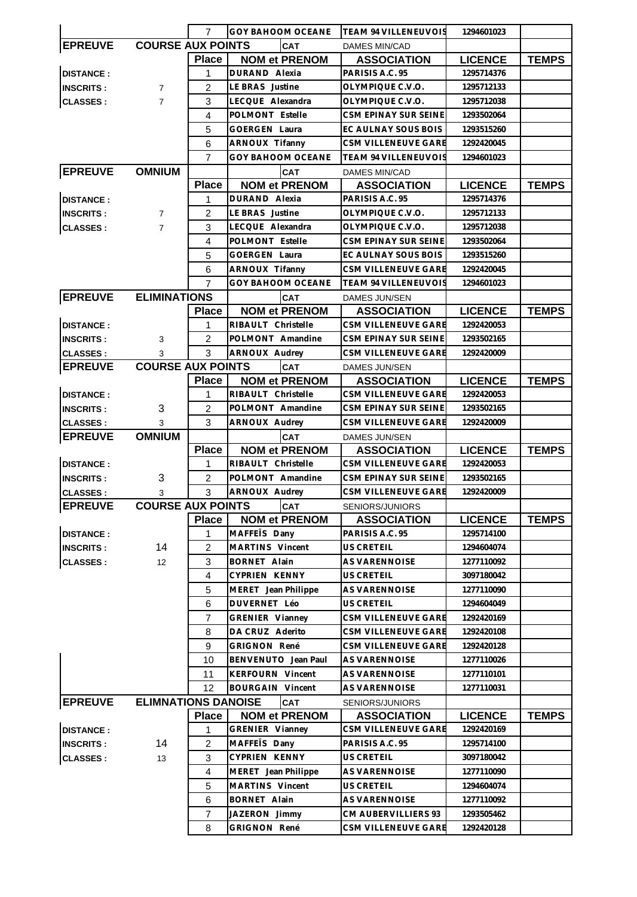| | | 7 | GOY BAHOOM OCEANE | TEAM 94 VILLENEUVOIS | 1294601023 | |
|---|---|---|---|---|---|---|
| **EPREUVE** | **COURSE AUX POINTS** | | **CAT** | DAMES MIN/CAD | | |
| | | **Place** | **NOM et PRENOM** | **ASSOCIATION** | **LICENCE** | **TEMPS** |
| **DISTANCE :** | | 1 | DURAND Alexia | PARISIS A.C. 95 | 1295714376 | |
| **INSCRITS :** | 7 | 2 | LE BRAS Justine | OLYMPIQUE C.V.O. | 1295712133 | |
| **CLASSES :** | 7 | 3 | LECQUE Alexandra | OLYMPIQUE C.V.O. | 1295712038 | |
| | | 4 | POLMONT Estelle | CSM EPINAY SUR SEINE | 1293502064 | |
| | | 5 | GOERGEN Laura | EC AULNAY SOUS BOIS | 1293515260 | |
| | | 6 | ARNOUX Tifanny | CSM VILLENEUVE GARE | 1292420045 | |
| | | 7 | GOY BAHOOM OCEANE | TEAM 94 VILLENEUVOIS | 1294601023 | |
| **EPREUVE** | **OMNIUM** | | **CAT** | DAMES MIN/CAD | | |
| | | **Place** | **NOM et PRENOM** | **ASSOCIATION** | **LICENCE** | **TEMPS** |
| **DISTANCE :** | | 1 | DURAND Alexia | PARISIS A.C. 95 | 1295714376 | |
| **INSCRITS :** | 7 | 2 | LE BRAS Justine | OLYMPIQUE C.V.O. | 1295712133 | |
| **CLASSES :** | 7 | 3 | LECQUE Alexandra | OLYMPIQUE C.V.O. | 1295712038 | |
| | | 4 | POLMONT Estelle | CSM EPINAY SUR SEINE | 1293502064 | |
| | | 5 | GOERGEN Laura | EC AULNAY SOUS BOIS | 1293515260 | |
| | | 6 | ARNOUX Tifanny | CSM VILLENEUVE GARE | 1292420045 | |
| | | 7 | GOY BAHOOM OCEANE | TEAM 94 VILLENEUVOIS | 1294601023 | |
| **EPREUVE** | **ELIMINATIONS** | | **CAT** | DAMES JUN/SEN | | |
| | | **Place** | **NOM et PRENOM** | **ASSOCIATION** | **LICENCE** | **TEMPS** |
| **DISTANCE :** | | 1 | RIBAULT Christelle | CSM VILLENEUVE GARE | 1292420053 | |
| **INSCRITS :** | 3 | 2 | POLMONT Amandine | CSM EPINAY SUR SEINE | 1293502165 | |
| **CLASSES :** | 3 | 3 | ARNOUX Audrey | CSM VILLENEUVE GARE | 1292420009 | |
| **EPREUVE** | **COURSE AUX POINTS** | | **CAT** | DAMES JUN/SEN | | |
| | | **Place** | **NOM et PRENOM** | **ASSOCIATION** | **LICENCE** | **TEMPS** |
| **DISTANCE :** | | 1 | RIBAULT Christelle | CSM VILLENEUVE GARE | 1292420053 | |
| **INSCRITS :** | 3 | 2 | POLMONT Amandine | CSM EPINAY SUR SEINE | 1293502165 | |
| **CLASSES :** | 3 | 3 | ARNOUX Audrey | CSM VILLENEUVE GARE | 1292420009 | |
| **EPREUVE** | **OMNIUM** | | **CAT** | DAMES JUN/SEN | | |
| | | **Place** | **NOM et PRENOM** | **ASSOCIATION** | **LICENCE** | **TEMPS** |
| **DISTANCE :** | | 1 | RIBAULT Christelle | CSM VILLENEUVE GARE | 1292420053 | |
| **INSCRITS :** | 3 | 2 | POLMONT Amandine | CSM EPINAY SUR SEINE | 1293502165 | |
| **CLASSES :** | 3 | 3 | ARNOUX Audrey | CSM VILLENEUVE GARE | 1292420009 | |
| **EPREUVE** | **COURSE AUX POINTS** | | **CAT** | SENIORS/JUNIORS | | |
| | | **Place** | **NOM et PRENOM** | **ASSOCIATION** | **LICENCE** | **TEMPS** |
| **DISTANCE :** | | 1 | MAFFEÏS Dany | PARISIS A.C. 95 | 1295714100 | |
| **INSCRITS :** | 14 | 2 | MARTINS Vincent | US CRETEIL | 1294604074 | |
| **CLASSES :** | 12 | 3 | BORNET Alain | AS VARENNOISE | 1277110092 | |
| | | 4 | CYPRIEN KENNY | US CRETEIL | 3097180042 | |
| | | 5 | MERET Jean Philippe | AS VARENNOISE | 1277110090 | |
| | | 6 | DUVERNET Léo | US CRETEIL | 1294604049 | |
| | | 7 | GRENIER Vianney | CSM VILLENEUVE GARE | 1292420169 | |
| | | 8 | DA CRUZ Aderito | CSM VILLENEUVE GARE | 1292420108 | |
| | | 9 | GRIGNON René | CSM VILLENEUVE GARE | 1292420128 | |
| | | 10 | BENVENUTO Jean Paul | AS VARENNOISE | 1277110026 | |
| | | 11 | KERFOURN Vincent | AS VARENNOISE | 1277110101 | |
| | | 12 | BOURGAIN Vincent | AS VARENNOISE | 1277110031 | |
| **EPREUVE** | **ELIMNATIONS DANOISE** | | **CAT** | SENIORS/JUNIORS | | |
| | | **Place** | **NOM et PRENOM** | **ASSOCIATION** | **LICENCE** | **TEMPS** |
| **DISTANCE :** | | 1 | GRENIER Vianney | CSM VILLENEUVE GARE | 1292420169 | |
| **INSCRITS :** | 14 | 2 | MAFFEÏS Dany | PARISIS A.C. 95 | 1295714100 | |
| **CLASSES :** | 13 | 3 | CYPRIEN KENNY | US CRETEIL | 3097180042 | |
| | | 4 | MERET Jean Philippe | AS VARENNOISE | 1277110090 | |
| | | 5 | MARTINS Vincent | US CRETEIL | 1294604074 | |
| | | 6 | BORNET Alain | AS VARENNOISE | 1277110092 | |
| | | 7 | JAZERON Jimmy | CM AUBERVILLIERS 93 | 1293505462 | |
| | | 8 | GRIGNON René | CSM VILLENEUVE GARE | 1292420128 | |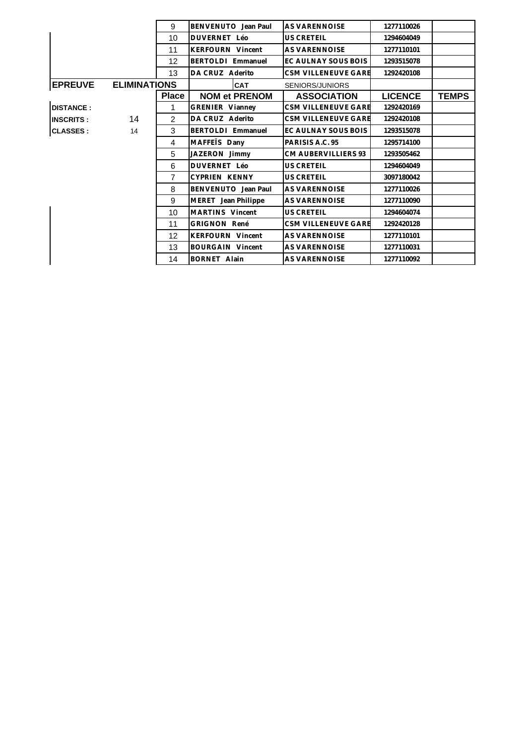| | | | | | | |
|---|---|---|---|---|---|---|
| | | 9 | BENVENUTO Jean Paul | AS VARENNOISE | 1277110026 | |
| | | 10 | DUVERNET Léo | US CRETEIL | 1294604049 | |
| | | 11 | KERFOURN Vincent | AS VARENNOISE | 1277110101 | |
| | | 12 | BERTOLDI Emmanuel | EC AULNAY SOUS BOIS | 1293515078 | |
| | | 13 | DA CRUZ Aderito | CSM VILLENEUVE GARE | 1292420108 | |

| EPREUVE | ELIMINATIONS | | CAT | SENIORS/JUNIORS | | |
|---|---|---|---|---|---|---|
| | | **Place** | **NOM et PRENOM** | **ASSOCIATION** | **LICENCE** | **TEMPS** |
| DISTANCE : | | 1 | GRENIER Vianney | CSM VILLENEUVE GARE | 1292420169 | |
| INSCRITS : | 14 | 2 | DA CRUZ Aderito | CSM VILLENEUVE GARE | 1292420108 | |
| CLASSES : | 14 | 3 | BERTOLDI Emmanuel | EC AULNAY SOUS BOIS | 1293515078 | |
| | | 4 | MAFFEÏS Dany | PARISIS A.C. 95 | 1295714100 | |
| | | 5 | JAZERON Jimmy | CM AUBERVILLIERS 93 | 1293505462 | |
| | | 6 | DUVERNET Léo | US CRETEIL | 1294604049 | |
| | | 7 | CYPRIEN KENNY | US CRETEIL | 3097180042 | |
| | | 8 | BENVENUTO Jean Paul | AS VARENNOISE | 1277110026 | |
| | | 9 | MERET Jean Philippe | AS VARENNOISE | 1277110090 | |
| | | 10 | MARTINS Vincent | US CRETEIL | 1294604074 | |
| | | 11 | GRIGNON René | CSM VILLENEUVE GARE | 1292420128 | |
| | | 12 | KERFOURN Vincent | AS VARENNOISE | 1277110101 | |
| | | 13 | BOURGAIN Vincent | AS VARENNOISE | 1277110031 | |
| | | 14 | BORNET Alain | AS VARENNOISE | 1277110092 | |